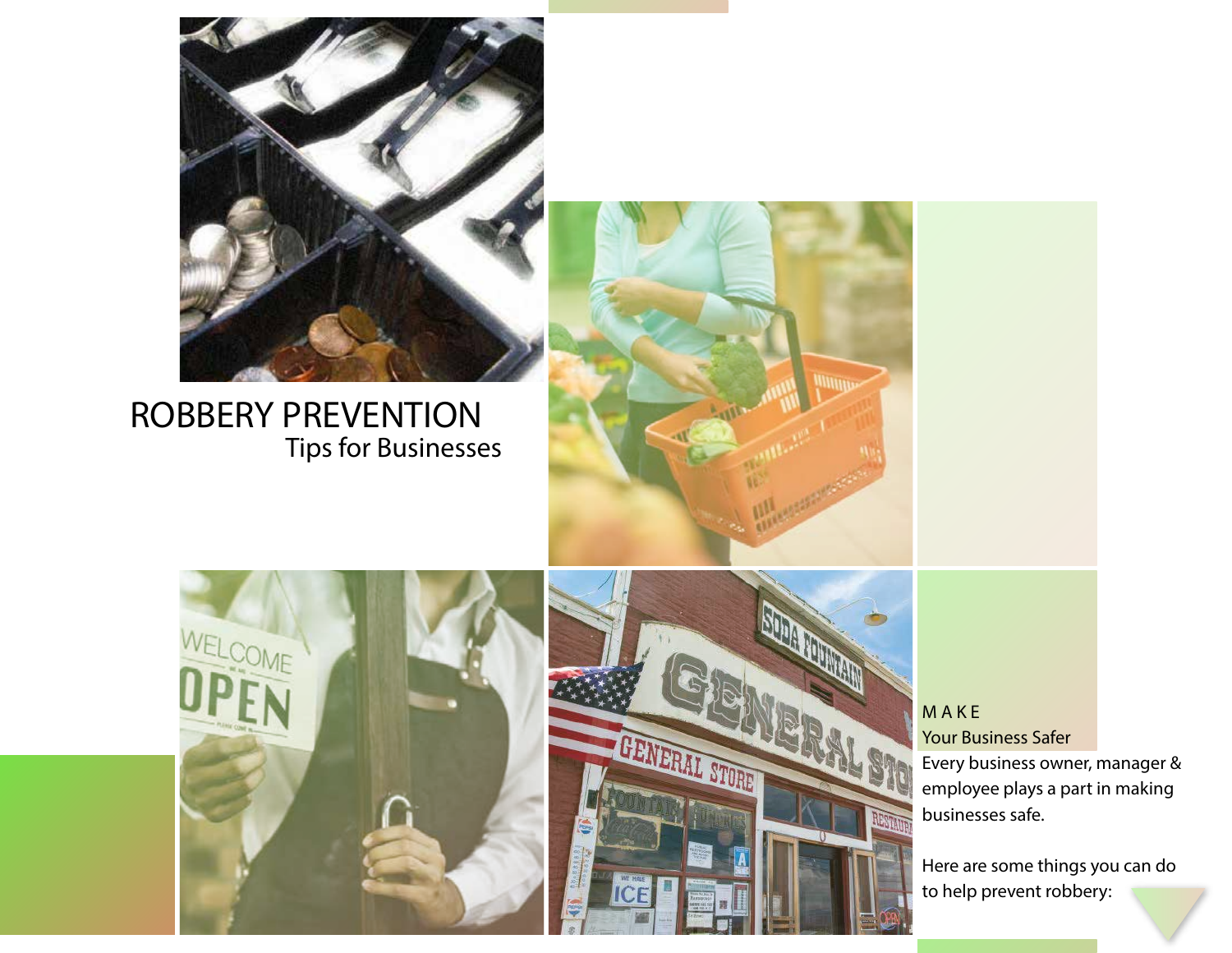# ROBBERY PREVENTION

## Tips for Businesses

MAKE

Your Business Safer

Every business owner, manager & employee plays a part in making businesses safe.

Here are some things you can do to help prevent robbery: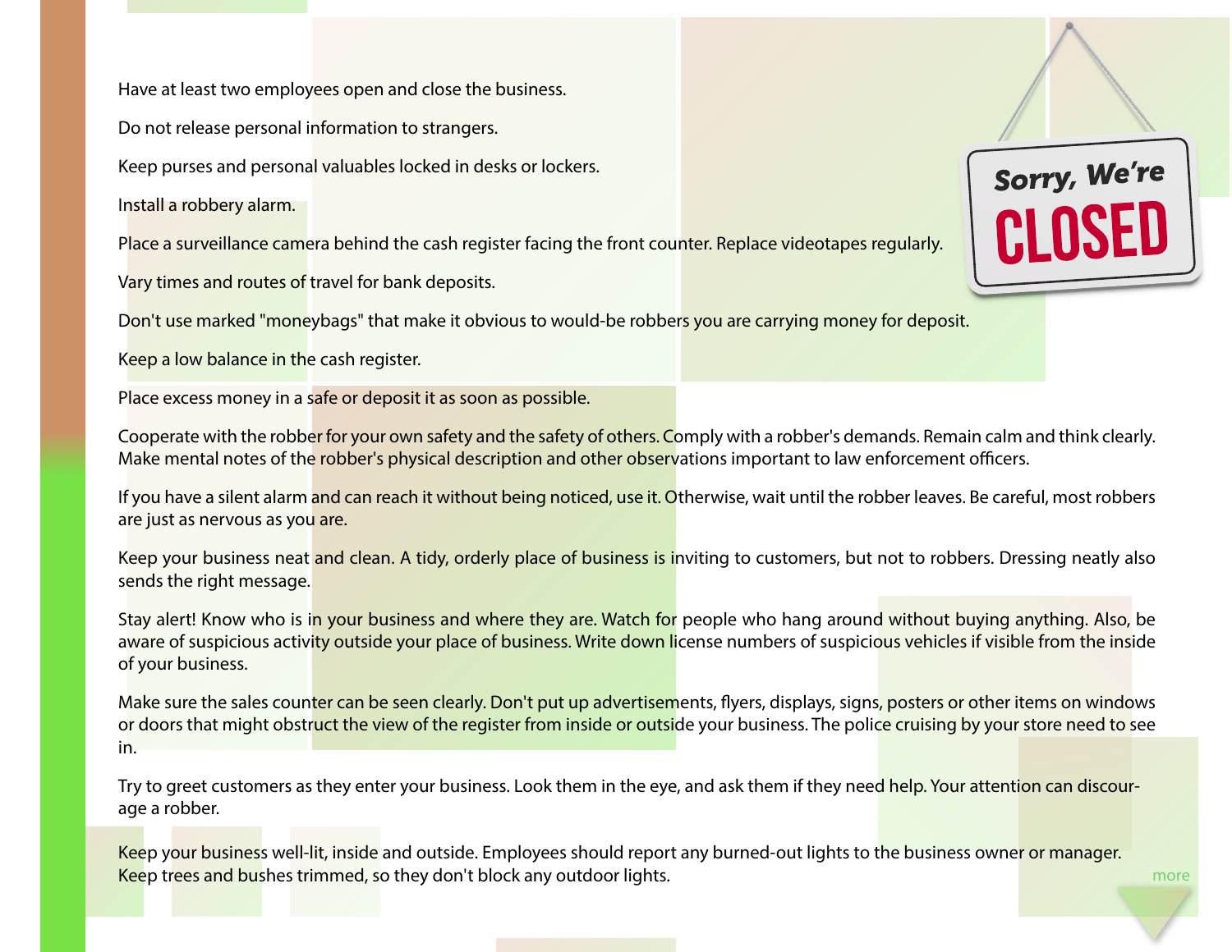Have at least two employees open and close the business.

Do not release personal information to strangers.

Keep purses and personal valuables locked in desks or lockers.

Install a robbery alarm.

Place a surveillance camera behind the cash register facing the front counter. Replace videotapes regularly.

Vary times and routes of travel for bank deposits.

Don't use marked "moneybags" that make it obvious to would-be robbers you are carrying money for deposit.

Keep a low balance in the cash register.

Place excess money in a safe or deposit it as soon as possible.

Cooperate with the robber for your own safety and the safety of others. Comply with a robber's demands. Remain calm and think clearly. Make mental notes of the robber's physical description and other observations important to law enforcement officers.

If you have a silent alarm and can reach it without being noticed, use it. Otherwise, wait until the robber leaves. Be careful, most robbers are just as nervous as you are.

Keep your business neat and clean. A tidy, orderly place of business is inviting to customers, but not to robbers. Dressing neatly also sends the right message.

Stay alert! Know who is in your business and where they are. Watch for people who hang around without buying anything. Also, be aware of suspicious activity outside your place of business. Write down license numbers of suspicious vehicles if visible from the inside of your business.

Make sure the sales counter can be seen clearly. Don't put up advertisements, flyers, displays, signs, posters or other items on windows or doors that might obstruct the view of the register from inside or outside your business. The police cruising by your store need to see in.

Try to greet customers as they enter your business. Look them in the eye, and ask them if they need help. Your attention can discourage a robber.

Keep your business well-lit, inside and outside. Employees should report any burned-out lights to the business owner or manager. Keep trees and bushes trimmed, so they don't block any outdoor lights.

more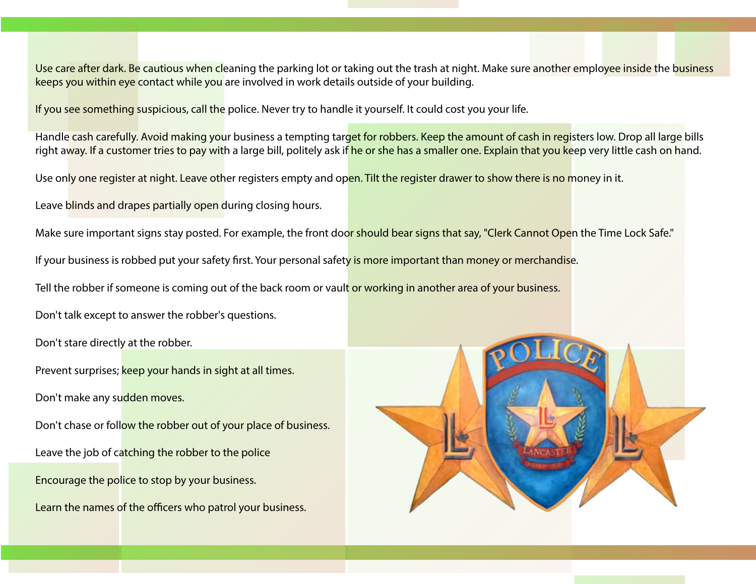Use care after dark. Be cautious when cleaning the parking lot or taking out the trash at night. Make sure another employee inside the business keeps you within eye contact while you are involved in work details outside of your building.

If you see something suspicious, call the police. Never try to handle it yourself. It could cost you your life.

Handle cash carefully. Avoid making your business a tempting target for robbers. Keep the amount of cash in registers low. Drop all large bills right away. If a customer tries to pay with a large bill, politely ask if he or she has a smaller one. Explain that you keep very little cash on hand.

Use only one register at night. Leave other registers empty and open. Tilt the register drawer to show there is no money in it.

Leave blinds and drapes partially open during closing hours.

Make sure important signs stay posted. For example, the front door should bear signs that say, "Clerk Cannot Open the Time Lock Safe."

If your business is robbed put your safety first. Your personal safety is more important than money or merchandise.

Tell the robber if someone is coming out of the back room or vault or working in another area of your business.

Don't talk except to answer the robber's questions.

Don't stare directly at the robber.

Prevent surprises; keep your hands in sight at all times.

Don't make any sudden moves.

Don't chase or follow the robber out of your place of business.

Leave the job of catching the robber to the police

Encourage the police to stop by your business.

Learn the names of the officers who patrol your business.